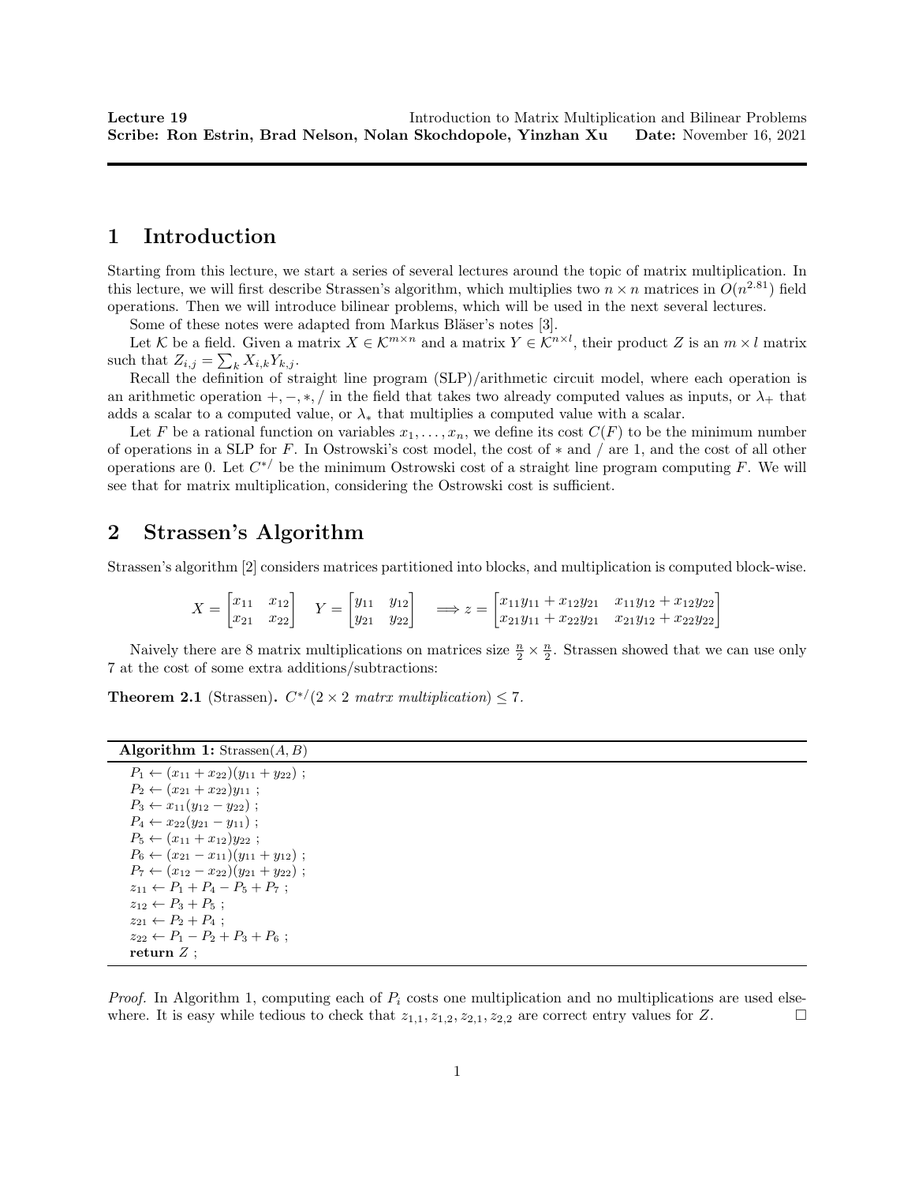**Lecture 19** Introduction to Matrix Multiplication and Bilinear Problems
**Scribe: Ron Estrin, Brad Nelson, Nolan Skochdopole, Yinzhan Xu** **Date:** November 16, 2021

# 1 Introduction

Starting from this lecture, we start a series of several lectures around the topic of matrix multiplication. In this lecture, we will first describe Strassen's algorithm, which multiplies two $n \times n$ matrices in $O(n^{2.81})$ field operations. Then we will introduce bilinear problems, which will be used in the next several lectures.

Some of these notes were adapted from Markus Bläser's notes [3].

Let $\mathcal{K}$ be a field. Given a matrix $X \in \mathcal{K}^{m \times n}$ and a matrix $Y \in \mathcal{K}^{n \times l}$, their product $Z$ is an $m \times l$ matrix such that $Z_{i,j} = \sum_k X_{i,k} Y_{k,j}$.

Recall the definition of straight line program (SLP)/arithmetic circuit model, where each operation is an arithmetic operation $+, -, *, /$ in the field that takes two already computed values as inputs, or $\lambda_+$ that adds a scalar to a computed value, or $\lambda_*$ that multiplies a computed value with a scalar.

Let $F$ be a rational function on variables $x_1, \ldots, x_n$, we define its cost $C(F)$ to be the minimum number of operations in a SLP for $F$. In Ostrowski's cost model, the cost of $*$ and $/$ are 1, and the cost of all other operations are 0. Let $C^{*/}$ be the minimum Ostrowski cost of a straight line program computing $F$. We will see that for matrix multiplication, considering the Ostrowski cost is sufficient.

# 2 Strassen's Algorithm

Strassen's algorithm [2] considers matrices partitioned into blocks, and multiplication is computed block-wise.

$$X = \begin{bmatrix} x_{11} & x_{12} \\ x_{21} & x_{22} \end{bmatrix} \quad Y = \begin{bmatrix} y_{11} & y_{12} \\ y_{21} & y_{22} \end{bmatrix} \quad \Longrightarrow z = \begin{bmatrix} x_{11}y_{11} + x_{12}y_{21} & x_{11}y_{12} + x_{12}y_{22} \\ x_{21}y_{11} + x_{22}y_{21} & x_{21}y_{12} + x_{22}y_{22} \end{bmatrix}$$

Naively there are 8 matrix multiplications on matrices size $\frac{n}{2} \times \frac{n}{2}$. Strassen showed that we can use only 7 at the cost of some extra additions/subtractions:

**Theorem 2.1** (Strassen)**.** *$C^{*/}$(2 × 2 matrx multiplication) $\leq 7$.*

**Algorithm 1:** Strassen$(A, B)$

```
P_1 ← (x_11 + x_22)(y_11 + y_22) ;
P_2 ← (x_21 + x_22)y_11 ;
P_3 ← x_11(y_12 − y_22) ;
P_4 ← x_22(y_21 − y_11) ;
P_5 ← (x_11 + x_12)y_22 ;
P_6 ← (x_21 − x_11)(y_11 + y_12) ;
P_7 ← (x_12 − x_22)(y_21 + y_22) ;
z_11 ← P_1 + P_4 − P_5 + P_7 ;
z_12 ← P_3 + P_5 ;
z_21 ← P_2 + P_4 ;
z_22 ← P_1 − P_2 + P_3 + P_6 ;
return Z ;
```

*Proof.* In Algorithm 1, computing each of $P_i$ costs one multiplication and no multiplications are used elsewhere. It is easy while tedious to check that $z_{1,1}, z_{1,2}, z_{2,1}, z_{2,2}$ are correct entry values for $Z$. □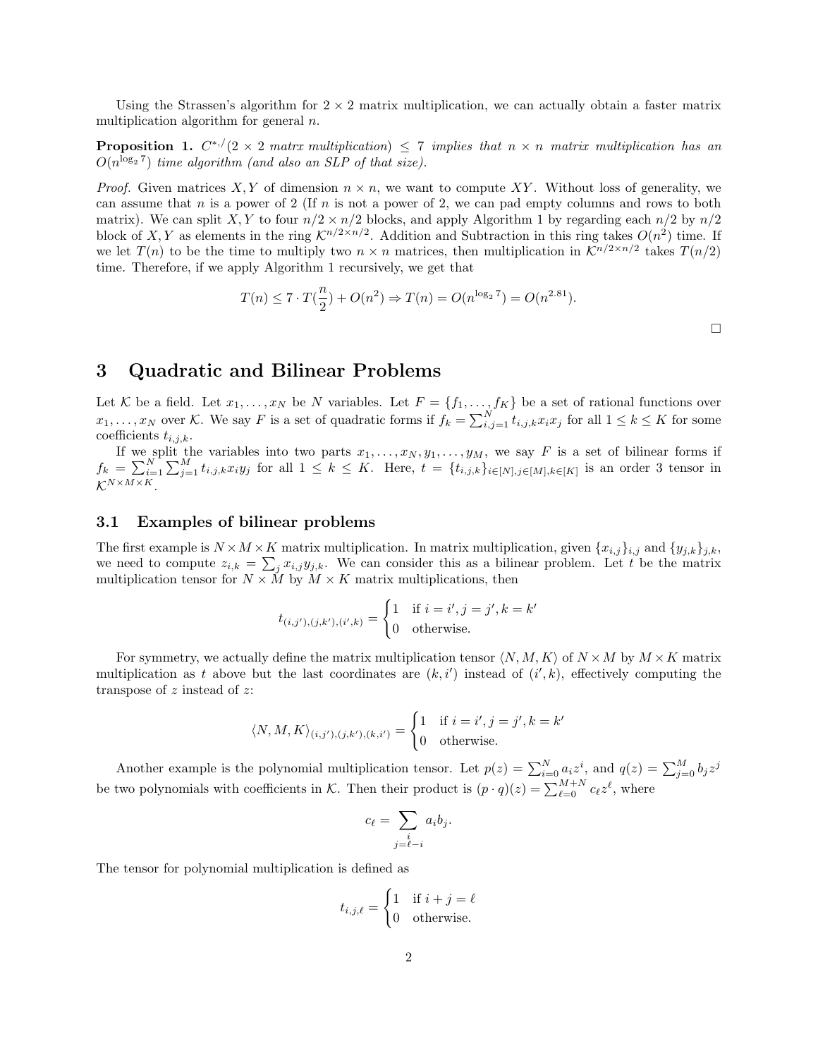Using the Strassen's algorithm for $2 \times 2$ matrix multiplication, we can actually obtain a faster matrix multiplication algorithm for general $n$.

**Proposition 1.** *$C^{*,/}(2 \times 2$ matrx multiplication$) \leq 7$ implies that $n \times n$ matrix multiplication has an $O(n^{\log_2 7})$ time algorithm (and also an SLP of that size).*

*Proof.* Given matrices $X, Y$ of dimension $n \times n$, we want to compute $XY$. Without loss of generality, we can assume that $n$ is a power of 2 (If $n$ is not a power of 2, we can pad empty columns and rows to both matrix). We can split $X, Y$ to four $n/2 \times n/2$ blocks, and apply Algorithm 1 by regarding each $n/2$ by $n/2$ block of $X, Y$ as elements in the ring $\mathcal{K}^{n/2 \times n/2}$. Addition and Subtraction in this ring takes $O(n^2)$ time. If we let $T(n)$ to be the time to multiply two $n \times n$ matrices, then multiplication in $\mathcal{K}^{n/2 \times n/2}$ takes $T(n/2)$ time. Therefore, if we apply Algorithm 1 recursively, we get that

$$T(n) \leq 7 \cdot T(\frac{n}{2}) + O(n^2) \Rightarrow T(n) = O(n^{\log_2 7}) = O(n^{2.81}).$$

□

# 3 Quadratic and Bilinear Problems

Let $\mathcal{K}$ be a field. Let $x_1, \ldots, x_N$ be $N$ variables. Let $F = \{f_1, \ldots, f_K\}$ be a set of rational functions over $x_1, \ldots, x_N$ over $\mathcal{K}$. We say $F$ is a set of quadratic forms if $f_k = \sum_{i,j=1}^{N} t_{i,j,k} x_i x_j$ for all $1 \leq k \leq K$ for some coefficients $t_{i,j,k}$.

If we split the variables into two parts $x_1, \ldots, x_N, y_1, \ldots, y_M$, we say $F$ is a set of bilinear forms if $f_k = \sum_{i=1}^{N} \sum_{j=1}^{M} t_{i,j,k} x_i y_j$ for all $1 \leq k \leq K$. Here, $t = \{t_{i,j,k}\}_{i \in [N], j \in [M], k \in [K]}$ is an order 3 tensor in $\mathcal{K}^{N \times M \times K}$.

## 3.1 Examples of bilinear problems

The first example is $N \times M \times K$ matrix multiplication. In matrix multiplication, given $\{x_{i,j}\}_{i,j}$ and $\{y_{j,k}\}_{j,k}$, we need to compute $z_{i,k} = \sum_j x_{i,j} y_{j,k}$. We can consider this as a bilinear problem. Let $t$ be the matrix multiplication tensor for $N \times M$ by $M \times K$ matrix multiplications, then

$$t_{(i,j'),(j,k'),(i',k)} = \begin{cases} 1 & \text{if } i = i', j = j', k = k' \\ 0 & \text{otherwise.} \end{cases}$$

For symmetry, we actually define the matrix multiplication tensor $\langle N, M, K \rangle$ of $N \times M$ by $M \times K$ matrix multiplication as $t$ above but the last coordinates are $(k, i')$ instead of $(i', k)$, effectively computing the transpose of $z$ instead of $z$:

$$\langle N, M, K \rangle_{(i,j'),(j,k'),(k,i')} = \begin{cases} 1 & \text{if } i = i', j = j', k = k' \\ 0 & \text{otherwise.} \end{cases}$$

Another example is the polynomial multiplication tensor. Let $p(z) = \sum_{i=0}^{N} a_i z^i$, and $q(z) = \sum_{j=0}^{M} b_j z^j$ be two polynomials with coefficients in $\mathcal{K}$. Then their product is $(p \cdot q)(z) = \sum_{\ell=0}^{M+N} c_\ell z^\ell$, where

$$c_\ell = \sum_{\substack{i \\ j = \ell - i}} a_i b_j.$$

The tensor for polynomial multiplication is defined as

$$t_{i,j,\ell} = \begin{cases} 1 & \text{if } i + j = \ell \\ 0 & \text{otherwise.} \end{cases}$$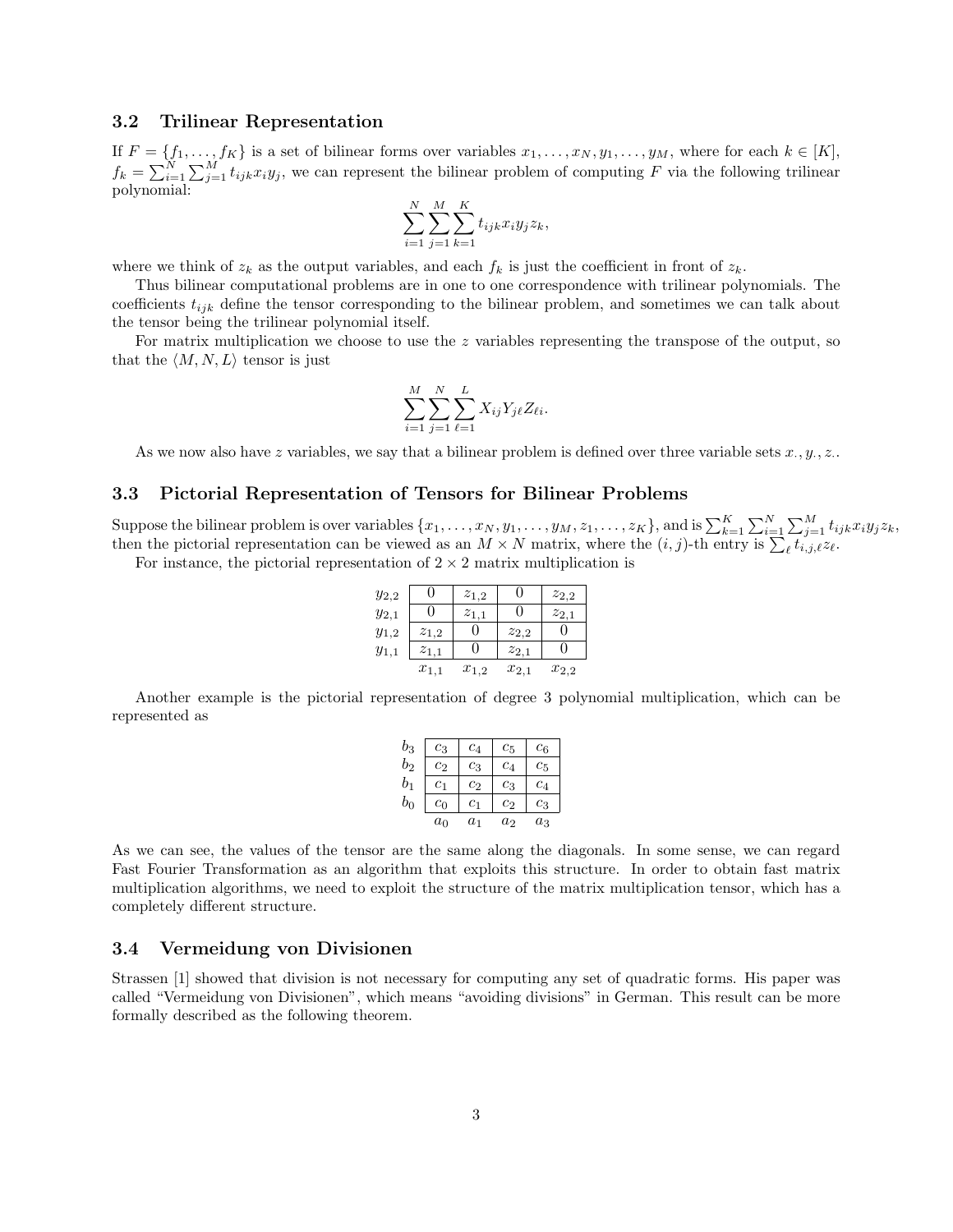### 3.2 Trilinear Representation

If $F = \{f_1, \ldots, f_K\}$ is a set of bilinear forms over variables $x_1, \ldots, x_N, y_1, \ldots, y_M$, where for each $k \in [K]$, $f_k = \sum_{i=1}^{N} \sum_{j=1}^{M} t_{ijk} x_i y_j$, we can represent the bilinear problem of computing $F$ via the following trilinear polynomial:

$$\sum_{i=1}^{N} \sum_{j=1}^{M} \sum_{k=1}^{K} t_{ijk} x_i y_j z_k,$$

where we think of $z_k$ as the output variables, and each $f_k$ is just the coefficient in front of $z_k$.

Thus bilinear computational problems are in one to one correspondence with trilinear polynomials. The coefficients $t_{ijk}$ define the tensor corresponding to the bilinear problem, and sometimes we can talk about the tensor being the trilinear polynomial itself.

For matrix multiplication we choose to use the $z$ variables representing the transpose of the output, so that the $\langle M, N, L \rangle$ tensor is just

$$\sum_{i=1}^{M} \sum_{j=1}^{N} \sum_{\ell=1}^{L} X_{ij} Y_{j\ell} Z_{\ell i}.$$

As we now also have $z$ variables, we say that a bilinear problem is defined over three variable sets $x_\cdot, y_\cdot, z_\cdot$.

### 3.3 Pictorial Representation of Tensors for Bilinear Problems

Suppose the bilinear problem is over variables $\{x_1, \ldots, x_N, y_1, \ldots, y_M, z_1, \ldots, z_K\}$, and is $\sum_{k=1}^{K} \sum_{i=1}^{N} \sum_{j=1}^{M} t_{ijk} x_i y_j z_k$, then the pictorial representation can be viewed as an $M \times N$ matrix, where the $(i,j)$-th entry is $\sum_\ell t_{i,j,\ell} z_\ell$.

For instance, the pictorial representation of $2 \times 2$ matrix multiplication is

| | | | | |
|---|---|---|---|---|
| $y_{2,2}$ | $0$ | $z_{1,2}$ | $0$ | $z_{2,2}$ |
| $y_{2,1}$ | $0$ | $z_{1,1}$ | $0$ | $z_{2,1}$ |
| $y_{1,2}$ | $z_{1,2}$ | $0$ | $z_{2,2}$ | $0$ |
| $y_{1,1}$ | $z_{1,1}$ | $0$ | $z_{2,1}$ | $0$ |
| | $x_{1,1}$ | $x_{1,2}$ | $x_{2,1}$ | $x_{2,2}$ |

Another example is the pictorial representation of degree 3 polynomial multiplication, which can be represented as

| | | | | |
|---|---|---|---|---|
| $b_3$ | $c_3$ | $c_4$ | $c_5$ | $c_6$ |
| $b_2$ | $c_2$ | $c_3$ | $c_4$ | $c_5$ |
| $b_1$ | $c_1$ | $c_2$ | $c_3$ | $c_4$ |
| $b_0$ | $c_0$ | $c_1$ | $c_2$ | $c_3$ |
| | $a_0$ | $a_1$ | $a_2$ | $a_3$ |

As we can see, the values of the tensor are the same along the diagonals. In some sense, we can regard Fast Fourier Transformation as an algorithm that exploits this structure. In order to obtain fast matrix multiplication algorithms, we need to exploit the structure of the matrix multiplication tensor, which has a completely different structure.

### 3.4 Vermeidung von Divisionen

Strassen [1] showed that division is not necessary for computing any set of quadratic forms. His paper was called "Vermeidung von Divisionen", which means "avoiding divisions" in German. This result can be more formally described as the following theorem.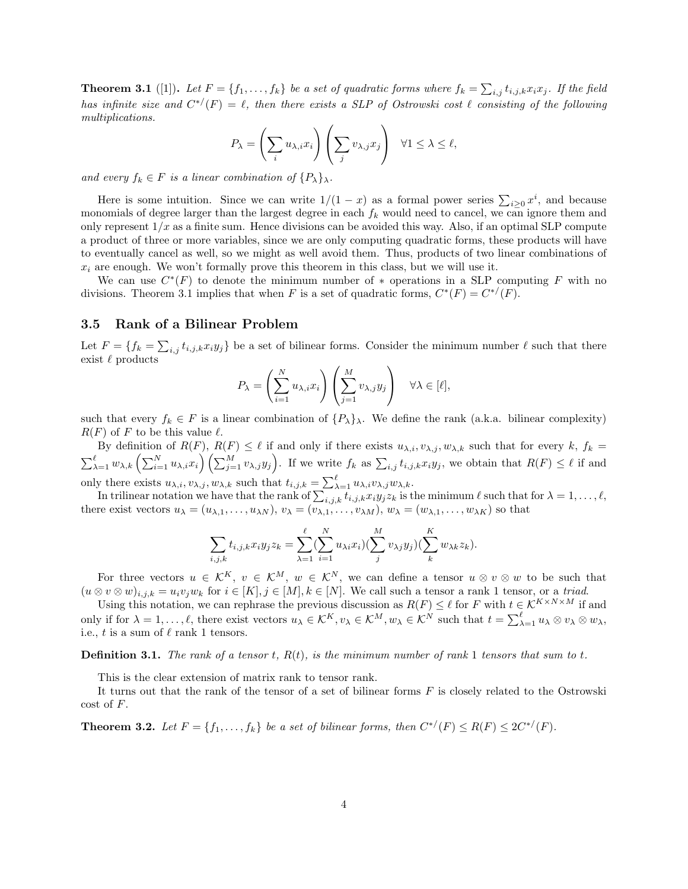**Theorem 3.1** ([1])**.** *Let $F = \{f_1, \ldots, f_k\}$ be a set of quadratic forms where $f_k = \sum_{i,j} t_{i,j,k} x_i x_j$. If the field has infinite size and $C^{*/}(F) = \ell$, then there exists a SLP of Ostrowski cost $\ell$ consisting of the following multiplications.*

$$P_\lambda = \left(\sum_i u_{\lambda,i} x_i\right)\left(\sum_j v_{\lambda,j} x_j\right) \quad \forall 1 \leq \lambda \leq \ell,$$

*and every $f_k \in F$ is a linear combination of $\{P_\lambda\}_\lambda$.*

Here is some intuition. Since we can write $1/(1-x)$ as a formal power series $\sum_{i\geq 0} x^i$, and because monomials of degree larger than the largest degree in each $f_k$ would need to cancel, we can ignore them and only represent $1/x$ as a finite sum. Hence divisions can be avoided this way. Also, if an optimal SLP compute a product of three or more variables, since we are only computing quadratic forms, these products will have to eventually cancel as well, so we might as well avoid them. Thus, products of two linear combinations of $x_i$ are enough. We won't formally prove this theorem in this class, but we will use it.

We can use $C^*(F)$ to denote the minimum number of $*$ operations in a SLP computing $F$ with no divisions. Theorem 3.1 implies that when $F$ is a set of quadratic forms, $C^*(F) = C^{*/}(F)$.

## 3.5 Rank of a Bilinear Problem

Let $F = \{f_k = \sum_{i,j} t_{i,j,k} x_i y_j\}$ be a set of bilinear forms. Consider the minimum number $\ell$ such that there exist $\ell$ products

$$P_\lambda = \left(\sum_{i=1}^{N} u_{\lambda,i} x_i\right)\left(\sum_{j=1}^{M} v_{\lambda,j} y_j\right) \quad \forall \lambda \in [\ell],$$

such that every $f_k \in F$ is a linear combination of $\{P_\lambda\}_\lambda$. We define the rank (a.k.a. bilinear complexity) $R(F)$ of $F$ to be this value $\ell$.

By definition of $R(F)$, $R(F) \leq \ell$ if and only if there exists $u_{\lambda,i}, v_{\lambda,j}, w_{\lambda,k}$ such that for every $k$, $f_k = \sum_{\lambda=1}^{\ell} w_{\lambda,k} \left(\sum_{i=1}^{N} u_{\lambda,i} x_i\right)\left(\sum_{j=1}^{M} v_{\lambda,j} y_j\right)$. If we write $f_k$ as $\sum_{i,j} t_{i,j,k} x_i y_j$, we obtain that $R(F) \leq \ell$ if and only there exists $u_{\lambda,i}, v_{\lambda,j}, w_{\lambda,k}$ such that $t_{i,j,k} = \sum_{\lambda=1}^{\ell} u_{\lambda,i} v_{\lambda,j} w_{\lambda,k}$.

In trilinear notation we have that the rank of $\sum_{i,j,k} t_{i,j,k} x_i y_j z_k$ is the minimum $\ell$ such that for $\lambda = 1, \ldots, \ell$, there exist vectors $u_\lambda = (u_{\lambda,1}, \ldots, u_{\lambda N})$, $v_\lambda = (v_{\lambda,1}, \ldots, v_{\lambda M})$, $w_\lambda = (w_{\lambda,1}, \ldots, w_{\lambda K})$ so that

$$\sum_{i,j,k} t_{i,j,k} x_i y_j z_k = \sum_{\lambda=1}^{\ell} \left(\sum_{i=1}^{N} u_{\lambda i} x_i\right)\left(\sum_{j}^{M} v_{\lambda j} y_j\right)\left(\sum_{k}^{K} w_{\lambda k} z_k\right).$$

For three vectors $u \in \mathcal{K}^K$, $v \in \mathcal{K}^M$, $w \in \mathcal{K}^N$, we can define a tensor $u \otimes v \otimes w$ to be such that $(u \otimes v \otimes w)_{i,j,k} = u_i v_j w_k$ for $i \in [K], j \in [M], k \in [N]$. We call such a tensor a rank 1 tensor, or a *triad*.

Using this notation, we can rephrase the previous discussion as $R(F) \leq \ell$ for $F$ with $t \in \mathcal{K}^{K \times N \times M}$ if and only if for $\lambda = 1, \ldots, \ell$, there exist vectors $u_\lambda \in \mathcal{K}^K, v_\lambda \in \mathcal{K}^M, w_\lambda \in \mathcal{K}^N$ such that $t = \sum_{\lambda=1}^{\ell} u_\lambda \otimes v_\lambda \otimes w_\lambda$, i.e., $t$ is a sum of $\ell$ rank 1 tensors.

**Definition 3.1.** *The rank of a tensor $t$, $R(t)$, is the minimum number of rank 1 tensors that sum to $t$.*

This is the clear extension of matrix rank to tensor rank.

It turns out that the rank of the tensor of a set of bilinear forms $F$ is closely related to the Ostrowski cost of $F$.

**Theorem 3.2.** *Let $F = \{f_1, \ldots, f_k\}$ be a set of bilinear forms, then $C^{*/}(F) \leq R(F) \leq 2C^{*/}(F)$.*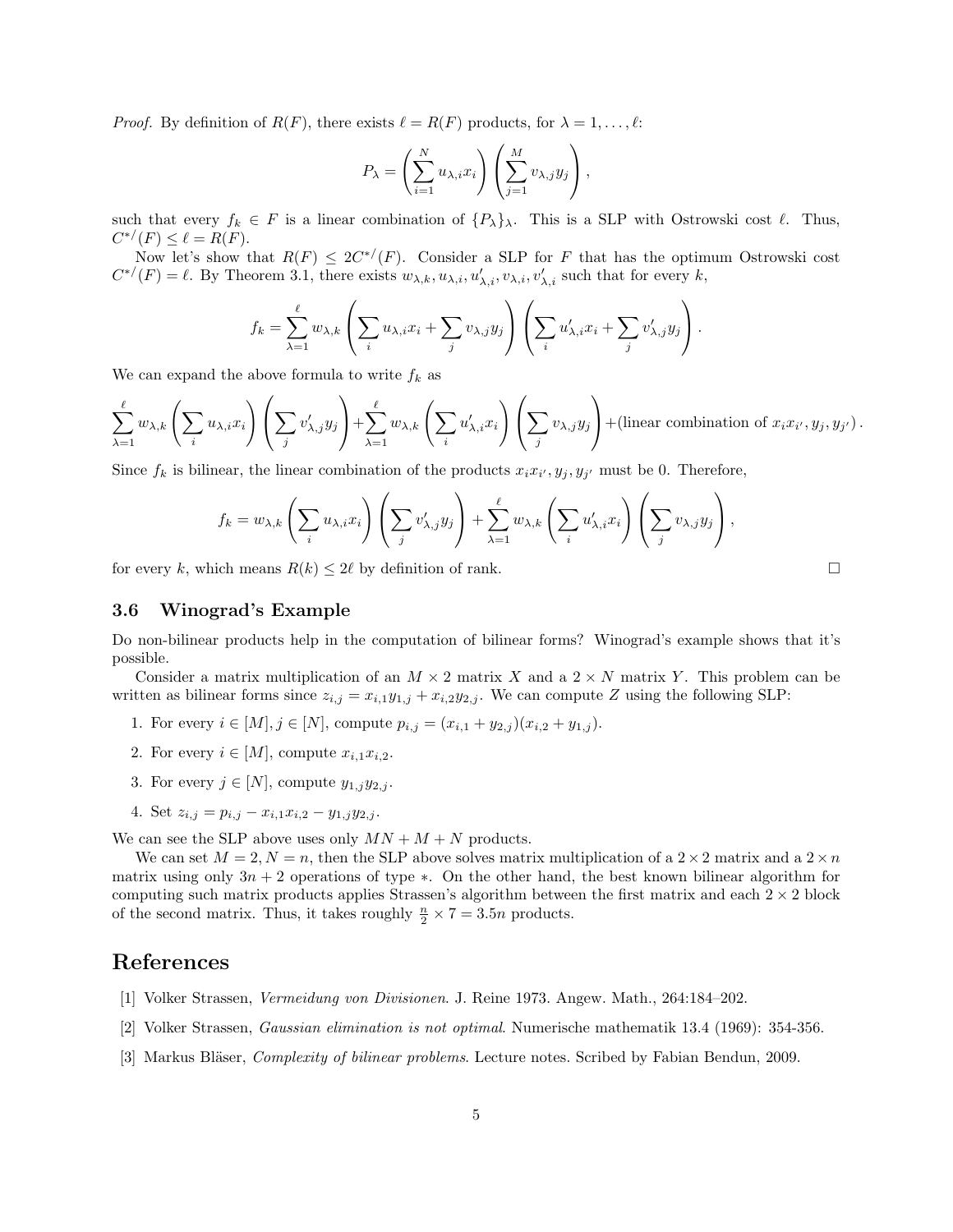*Proof.* By definition of $R(F)$, there exists $\ell = R(F)$ products, for $\lambda = 1, \ldots, \ell$:

$$P_\lambda = \left(\sum_{i=1}^{N} u_{\lambda,i} x_i\right) \left(\sum_{j=1}^{M} v_{\lambda,j} y_j\right),$$

such that every $f_k \in F$ is a linear combination of $\{P_\lambda\}_\lambda$. This is a SLP with Ostrowski cost $\ell$. Thus, $C^{*/}(F) \leq \ell = R(F)$.

Now let's show that $R(F) \leq 2C^{*/}(F)$. Consider a SLP for $F$ that has the optimum Ostrowski cost $C^{*/}(F) = \ell$. By Theorem 3.1, there exists $w_{\lambda,k}, u_{\lambda,i}, u'_{\lambda,i}, v_{\lambda,i}, v'_{\lambda,i}$ such that for every $k$,

$$f_k = \sum_{\lambda=1}^{\ell} w_{\lambda,k} \left(\sum_i u_{\lambda,i} x_i + \sum_j v_{\lambda,j} y_j\right) \left(\sum_i u'_{\lambda,i} x_i + \sum_j v'_{\lambda,j} y_j\right).$$

We can expand the above formula to write $f_k$ as

$$\sum_{\lambda=1}^{\ell} w_{\lambda,k} \left(\sum_i u_{\lambda,i} x_i\right) \left(\sum_j v'_{\lambda,j} y_j\right) + \sum_{\lambda=1}^{\ell} w_{\lambda,k} \left(\sum_i u'_{\lambda,i} x_i\right) \left(\sum_j v_{\lambda,j} y_j\right) + (\text{linear combination of } x_i x_{i'}, y_j, y_{j'}).$$

Since $f_k$ is bilinear, the linear combination of the products $x_i x_{i'}, y_j, y_{j'}$ must be 0. Therefore,

$$f_k = w_{\lambda,k} \left(\sum_i u_{\lambda,i} x_i\right) \left(\sum_j v'_{\lambda,j} y_j\right) + \sum_{\lambda=1}^{\ell} w_{\lambda,k} \left(\sum_i u'_{\lambda,i} x_i\right) \left(\sum_j v_{\lambda,j} y_j\right),$$

for every $k$, which means $R(k) \leq 2\ell$ by definition of rank. $\square$

### 3.6 Winograd's Example

Do non-bilinear products help in the computation of bilinear forms? Winograd's example shows that it's possible.

Consider a matrix multiplication of an $M \times 2$ matrix $X$ and a $2 \times N$ matrix $Y$. This problem can be written as bilinear forms since $z_{i,j} = x_{i,1} y_{1,j} + x_{i,2} y_{2,j}$. We can compute $Z$ using the following SLP:

1. For every $i \in [M], j \in [N]$, compute $p_{i,j} = (x_{i,1} + y_{2,j})(x_{i,2} + y_{1,j})$.
2. For every $i \in [M]$, compute $x_{i,1} x_{i,2}$.
3. For every $j \in [N]$, compute $y_{1,j} y_{2,j}$.
4. Set $z_{i,j} = p_{i,j} - x_{i,1} x_{i,2} - y_{1,j} y_{2,j}$.

We can see the SLP above uses only $MN + M + N$ products.

We can set $M = 2, N = n$, then the SLP above solves matrix multiplication of a $2 \times 2$ matrix and a $2 \times n$ matrix using only $3n + 2$ operations of type $*$. On the other hand, the best known bilinear algorithm for computing such matrix products applies Strassen's algorithm between the first matrix and each $2 \times 2$ block of the second matrix. Thus, it takes roughly $\frac{n}{2} \times 7 = 3.5n$ products.

## References

[1] Volker Strassen, *Vermeidung von Divisionen*. J. Reine 1973. Angew. Math., 264:184–202.

[2] Volker Strassen, *Gaussian elimination is not optimal*. Numerische mathematik 13.4 (1969): 354-356.

[3] Markus Bläser, *Complexity of bilinear problems*. Lecture notes. Scribed by Fabian Bendun, 2009.